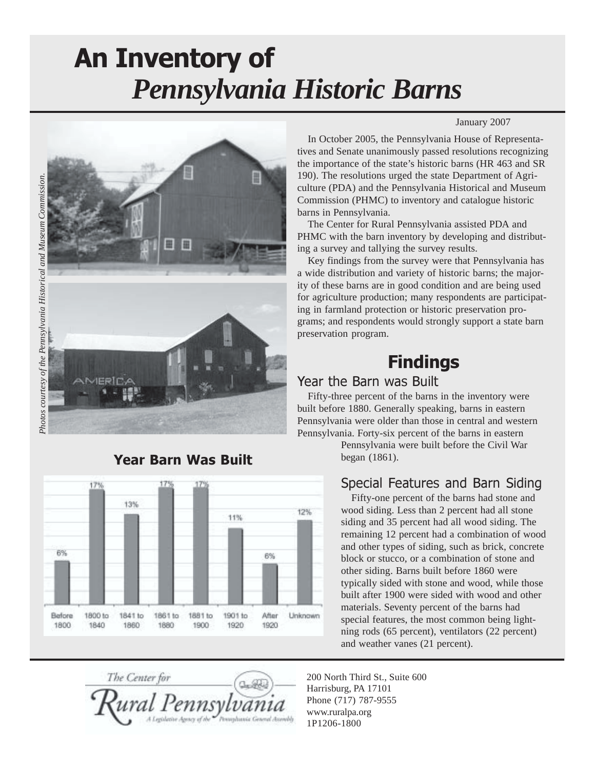# An Inventory of *Pennsylvania Historic Barns*

*Photos courtesy of the Pennsylvania Historical and Museum Commission.*

January 2007

In October 2005, the Pennsylvania House of Representatives and Senate unanimously passed resolutions recognizing the importance of the state's historic barns (HR 463 and SR 190). The resolutions urged the state Department of Agriculture (PDA) and the Pennsylvania Historical and Museum Commission (PHMC) to inventory and catalogue historic barns in Pennsylvania.

The Center for Rural Pennsylvania assisted PDA and PHMC with the barn inventory by developing and distributing a survey and tallying the survey results.

Key findings from the survey were that Pennsylvania has a wide distribution and variety of historic barns; the majority of these barns are in good condition and are being used for agriculture production; many respondents are participating in farmland protection or historic preservation programs; and respondents would strongly support a state barn preservation program.

## Findings

### Year the Barn was Built

Fifty-three percent of the barns in the inventory were built before 1880. Generally speaking, barns in eastern Pennsylvania were older than those in central and western Pennsylvania. Forty-six percent of the barns in eastern Pennsylvania were built before the Civil War began (1861).

**Year Barn Was Built**

| Before 1800 | 1800 to 1840 | 1841 to 1860 | 1861 to 1880 | 1881 to 1900 | 1901 to 1920 | After 1920 | Unknown |
|---|---|---|---|---|---|---|---|
| 6% | 17% | 13% | 17% | 17% | 11% | 6% | 12% |

### Special Features and Barn Siding

Fifty-one percent of the barns had stone and wood siding. Less than 2 percent had all stone siding and 35 percent had all wood siding. The remaining 12 percent had a combination of wood and other types of siding, such as brick, concrete block or stucco, or a combination of stone and other siding. Barns built before 1860 were typically sided with stone and wood, while those built after 1900 were sided with wood and other materials. Seventy percent of the barns had special features, the most common being lightning rods (65 percent), ventilators (22 percent) and weather vanes (21 percent).

The Center for Rural Pennsylvania
A Legislative Agency of the Pennsylvania General Assembly

200 North Third St., Suite 600
Harrisburg, PA 17101
Phone (717) 787-9555
www.ruralpa.org
1P1206-1800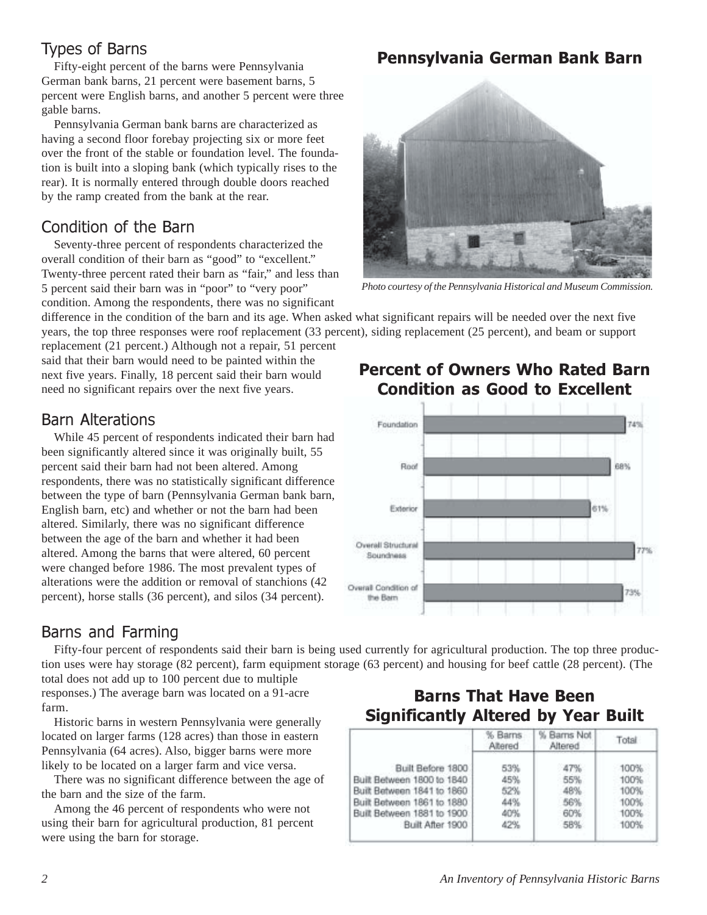## Types of Barns

Fifty-eight percent of the barns were Pennsylvania German bank barns, 21 percent were basement barns, 5 percent were English barns, and another 5 percent were three gable barns.

Pennsylvania German bank barns are characterized as having a second floor forebay projecting six or more feet over the front of the stable or foundation level. The foundation is built into a sloping bank (which typically rises to the rear). It is normally entered through double doors reached by the ramp created from the bank at the rear.

### Pennsylvania German Bank Barn

*Photo courtesy of the Pennsylvania Historical and Museum Commission.*

## Condition of the Barn

Seventy-three percent of respondents characterized the overall condition of their barn as "good" to "excellent." Twenty-three percent rated their barn as "fair," and less than 5 percent said their barn was in "poor" to "very poor" condition. Among the respondents, there was no significant difference in the condition of the barn and its age. When asked what significant repairs will be needed over the next five years, the top three responses were roof replacement (33 percent), siding replacement (25 percent), and beam or support replacement (21 percent.) Although not a repair, 51 percent said that their barn would need to be painted within the next five years. Finally, 18 percent said their barn would need no significant repairs over the next five years.

### Percent of Owners Who Rated Barn Condition as Good to Excellent

| Category | Percent |
|---|---|
| Foundation | 74% |
| Roof | 68% |
| Exterior | 61% |
| Overall Structural Soundness | 77% |
| Overall Condition of the Barn | 73% |

## Barn Alterations

While 45 percent of respondents indicated their barn had been significantly altered since it was originally built, 55 percent said their barn had not been altered. Among respondents, there was no statistically significant difference between the type of barn (Pennsylvania German bank barn, English barn, etc) and whether or not the barn had been altered. Similarly, there was no significant difference between the age of the barn and whether it had been altered. Among the barns that were altered, 60 percent were changed before 1986. The most prevalent types of alterations were the addition or removal of stanchions (42 percent), horse stalls (36 percent), and silos (34 percent).

## Barns and Farming

Fifty-four percent of respondents said their barn is being used currently for agricultural production. The top three production uses were hay storage (82 percent), farm equipment storage (63 percent) and housing for beef cattle (28 percent). (The total does not add up to 100 percent due to multiple responses.) The average barn was located on a 91-acre farm.

Historic barns in western Pennsylvania were generally located on larger farms (128 acres) than those in eastern Pennsylvania (64 acres). Also, bigger barns were more likely to be located on a larger farm and vice versa.

There was no significant difference between the age of the barn and the size of the farm.

Among the 46 percent of respondents who were not using their barn for agricultural production, 81 percent were using the barn for storage.

### Barns That Have Been Significantly Altered by Year Built

| | % Barns Altered | % Barns Not Altered | Total |
|---|---|---|---|
| Built Before 1800 | 53% | 47% | 100% |
| Built Between 1800 to 1840 | 45% | 55% | 100% |
| Built Between 1841 to 1860 | 52% | 48% | 100% |
| Built Between 1861 to 1880 | 44% | 56% | 100% |
| Built Between 1881 to 1900 | 40% | 60% | 100% |
| Built After 1900 | 42% | 58% | 100% |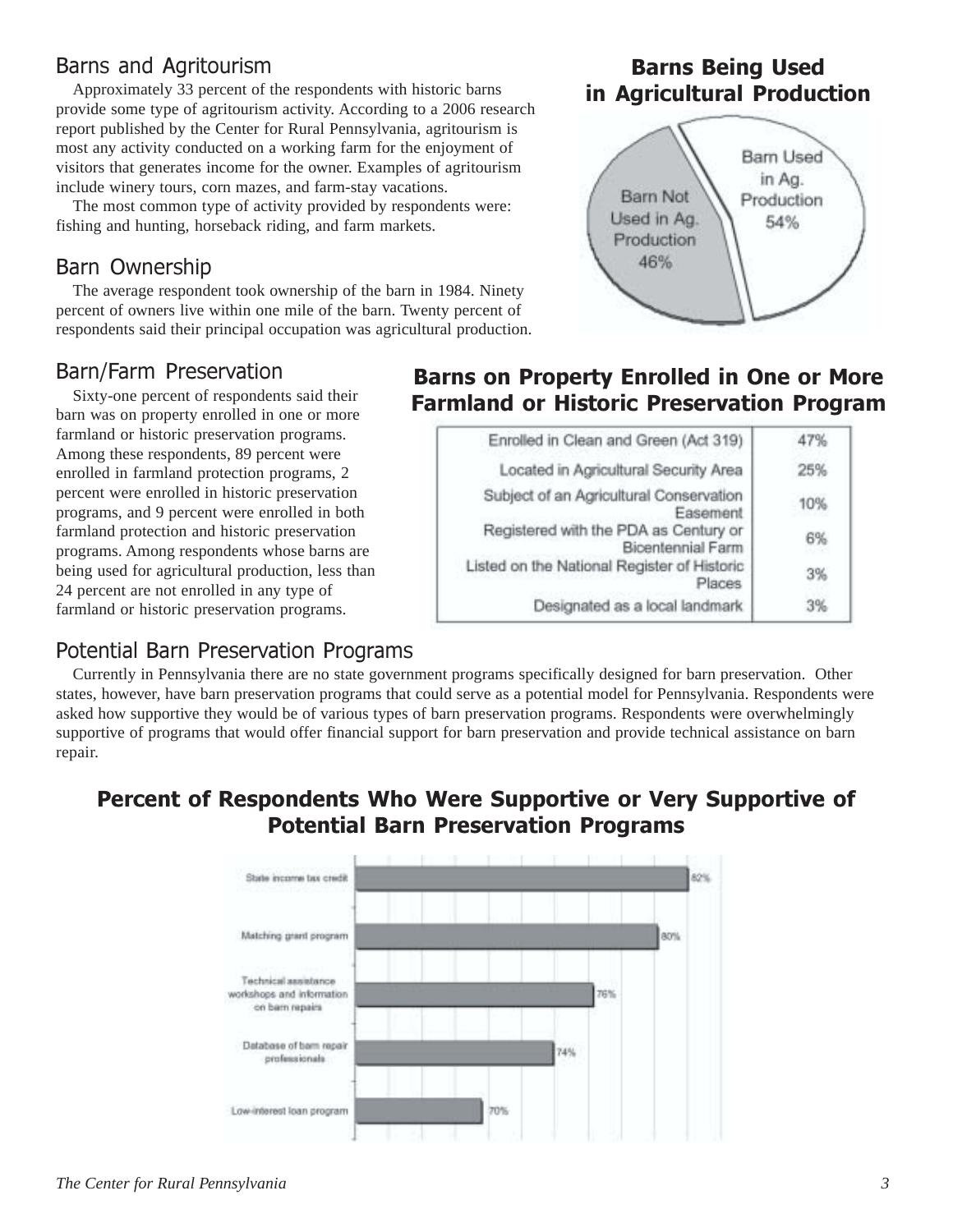## Barns and Agritourism

Approximately 33 percent of the respondents with historic barns provide some type of agritourism activity. According to a 2006 research report published by the Center for Rural Pennsylvania, agritourism is most any activity conducted on a working farm for the enjoyment of visitors that generates income for the owner. Examples of agritourism include winery tours, corn mazes, and farm-stay vacations.

The most common type of activity provided by respondents were: fishing and hunting, horseback riding, and farm markets.

## Barn Ownership

The average respondent took ownership of the barn in 1984. Ninety percent of owners live within one mile of the barn. Twenty percent of respondents said their principal occupation was agricultural production.

### Barns Being Used in Agricultural Production

| Category | Percent |
| --- | --- |
| Barn Used in Ag. Production | 54% |
| Barn Not Used in Ag. Production | 46% |

## Barn/Farm Preservation

Sixty-one percent of respondents said their barn was on property enrolled in one or more farmland or historic preservation programs. Among these respondents, 89 percent were enrolled in farmland protection programs, 2 percent were enrolled in historic preservation programs, and 9 percent were enrolled in both farmland protection and historic preservation programs. Among respondents whose barns are being used for agricultural production, less than 24 percent are not enrolled in any type of farmland or historic preservation programs.

### Barns on Property Enrolled in One or More Farmland or Historic Preservation Program

| Program | Percent |
| --- | --- |
| Enrolled in Clean and Green (Act 319) | 47% |
| Located in Agricultural Security Area | 25% |
| Subject of an Agricultural Conservation Easement | 10% |
| Registered with the PDA as Century or Bicentennial Farm | 6% |
| Listed on the National Register of Historic Places | 3% |
| Designated as a local landmark | 3% |

## Potential Barn Preservation Programs

Currently in Pennsylvania there are no state government programs specifically designed for barn preservation. Other states, however, have barn preservation programs that could serve as a potential model for Pennsylvania. Respondents were asked how supportive they would be of various types of barn preservation programs. Respondents were overwhelmingly supportive of programs that would offer financial support for barn preservation and provide technical assistance on barn repair.

### Percent of Respondents Who Were Supportive or Very Supportive of Potential Barn Preservation Programs

| Program | Percent |
| --- | --- |
| State income tax credit | 82% |
| Matching grant program | 80% |
| Technical assistance workshops and information on barn repairs | 76% |
| Database of barn repair professionals | 74% |
| Low-interest loan program | 70% |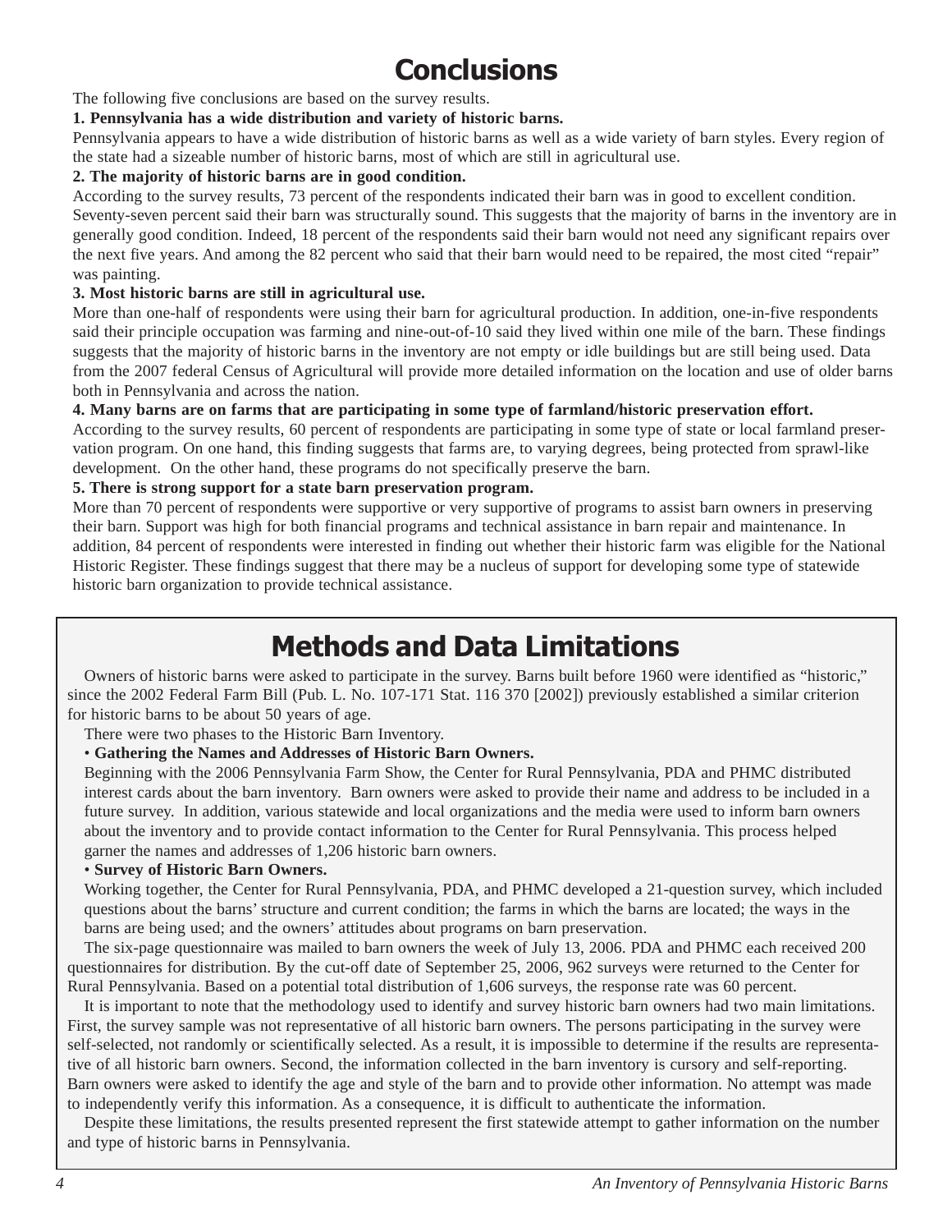# Conclusions

The following five conclusions are based on the survey results.

**1. Pennsylvania has a wide distribution and variety of historic barns.**

Pennsylvania appears to have a wide distribution of historic barns as well as a wide variety of barn styles. Every region of the state had a sizeable number of historic barns, most of which are still in agricultural use.

**2. The majority of historic barns are in good condition.**

According to the survey results, 73 percent of the respondents indicated their barn was in good to excellent condition. Seventy-seven percent said their barn was structurally sound. This suggests that the majority of barns in the inventory are in generally good condition. Indeed, 18 percent of the respondents said their barn would not need any significant repairs over the next five years. And among the 82 percent who said that their barn would need to be repaired, the most cited "repair" was painting.

**3. Most historic barns are still in agricultural use.**

More than one-half of respondents were using their barn for agricultural production. In addition, one-in-five respondents said their principle occupation was farming and nine-out-of-10 said they lived within one mile of the barn. These findings suggests that the majority of historic barns in the inventory are not empty or idle buildings but are still being used. Data from the 2007 federal Census of Agricultural will provide more detailed information on the location and use of older barns both in Pennsylvania and across the nation.

**4. Many barns are on farms that are participating in some type of farmland/historic preservation effort.**

According to the survey results, 60 percent of respondents are participating in some type of state or local farmland preservation program. On one hand, this finding suggests that farms are, to varying degrees, being protected from sprawl-like development. On the other hand, these programs do not specifically preserve the barn.

**5. There is strong support for a state barn preservation program.**

More than 70 percent of respondents were supportive or very supportive of programs to assist barn owners in preserving their barn. Support was high for both financial programs and technical assistance in barn repair and maintenance. In addition, 84 percent of respondents were interested in finding out whether their historic farm was eligible for the National Historic Register. These findings suggest that there may be a nucleus of support for developing some type of statewide historic barn organization to provide technical assistance.

# Methods and Data Limitations

Owners of historic barns were asked to participate in the survey. Barns built before 1960 were identified as "historic," since the 2002 Federal Farm Bill (Pub. L. No. 107-171 Stat. 116 370 [2002]) previously established a similar criterion for historic barns to be about 50 years of age.

There were two phases to the Historic Barn Inventory.

- **Gathering the Names and Addresses of Historic Barn Owners.**

  Beginning with the 2006 Pennsylvania Farm Show, the Center for Rural Pennsylvania, PDA and PHMC distributed interest cards about the barn inventory. Barn owners were asked to provide their name and address to be included in a future survey. In addition, various statewide and local organizations and the media were used to inform barn owners about the inventory and to provide contact information to the Center for Rural Pennsylvania. This process helped garner the names and addresses of 1,206 historic barn owners.

- **Survey of Historic Barn Owners.**

  Working together, the Center for Rural Pennsylvania, PDA, and PHMC developed a 21-question survey, which included questions about the barns' structure and current condition; the farms in which the barns are located; the ways in the barns are being used; and the owners' attitudes about programs on barn preservation.

The six-page questionnaire was mailed to barn owners the week of July 13, 2006. PDA and PHMC each received 200 questionnaires for distribution. By the cut-off date of September 25, 2006, 962 surveys were returned to the Center for Rural Pennsylvania. Based on a potential total distribution of 1,606 surveys, the response rate was 60 percent.

It is important to note that the methodology used to identify and survey historic barn owners had two main limitations. First, the survey sample was not representative of all historic barn owners. The persons participating in the survey were self-selected, not randomly or scientifically selected. As a result, it is impossible to determine if the results are representative of all historic barn owners. Second, the information collected in the barn inventory is cursory and self-reporting. Barn owners were asked to identify the age and style of the barn and to provide other information. No attempt was made to independently verify this information. As a consequence, it is difficult to authenticate the information.

Despite these limitations, the results presented represent the first statewide attempt to gather information on the number and type of historic barns in Pennsylvania.